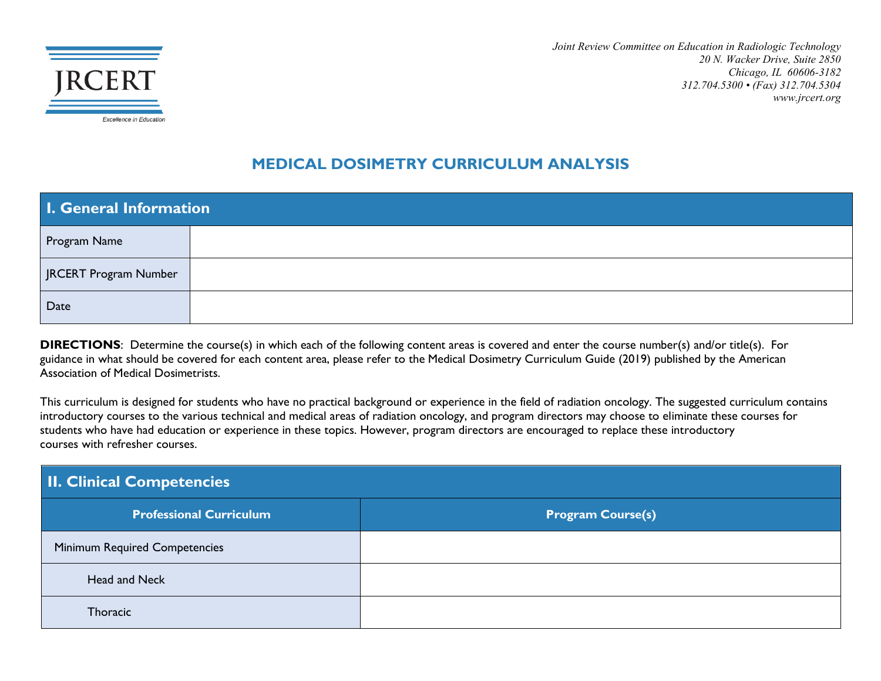Joint Review Committee on Education in Radiologic Technology
20 N. Wacker Drive, Suite 2850
Chicago, IL 60606-3182
312.704.5300 • (Fax) 312.704.5304
www.jrcert.org

JRCERT
Excellence in Education

# MEDICAL DOSIMETRY CURRICULUM ANALYSIS

| I. General Information | |
|---|---|
| Program Name | |
| JRCERT Program Number | |
| Date | |

**DIRECTIONS**: Determine the course(s) in which each of the following content areas is covered and enter the course number(s) and/or title(s). For guidance in what should be covered for each content area, please refer to the Medical Dosimetry Curriculum Guide (2019) published by the American Association of Medical Dosimetrists.

This curriculum is designed for students who have no practical background or experience in the field of radiation oncology. The suggested curriculum contains introductory courses to the various technical and medical areas of radiation oncology, and program directors may choose to eliminate these courses for students who have had education or experience in these topics. However, program directors are encouraged to replace these introductory courses with refresher courses.

## II. Clinical Competencies

| Professional Curriculum | Program Course(s) |
|---|---|
| Minimum Required Competencies | |
| Head and Neck | |
| Thoracic | |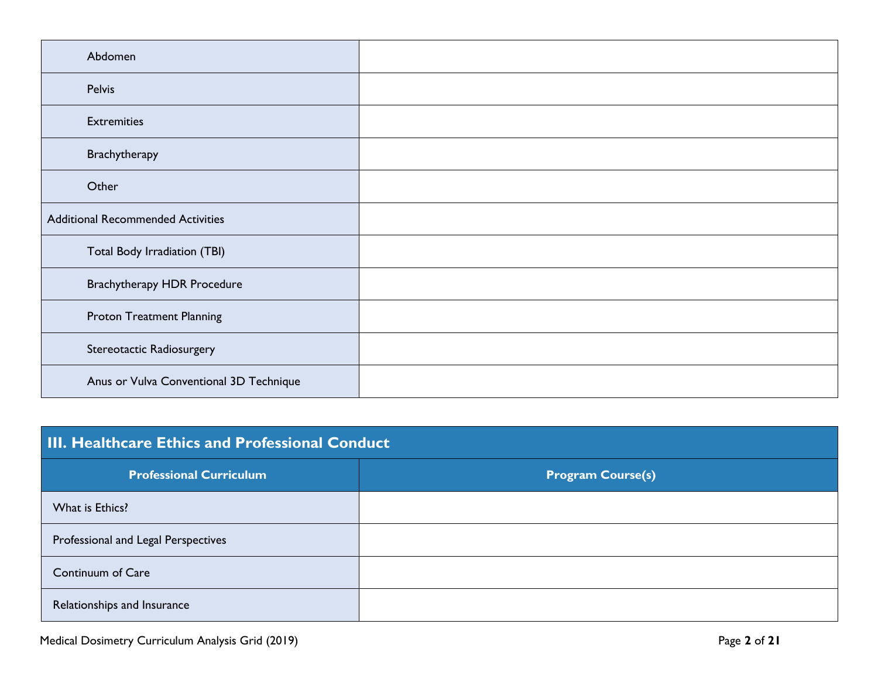| | |
|---|---|
| Abdomen | |
| Pelvis | |
| Extremities | |
| Brachytherapy | |
| Other | |
| Additional Recommended Activities | |
| Total Body Irradiation (TBI) | |
| Brachytherapy HDR Procedure | |
| Proton Treatment Planning | |
| Stereotactic Radiosurgery | |
| Anus or Vulva Conventional 3D Technique | |

## III. Healthcare Ethics and Professional Conduct

| Professional Curriculum | Program Course(s) |
|---|---|
| What is Ethics? | |
| Professional and Legal Perspectives | |
| Continuum of Care | |
| Relationships and Insurance | |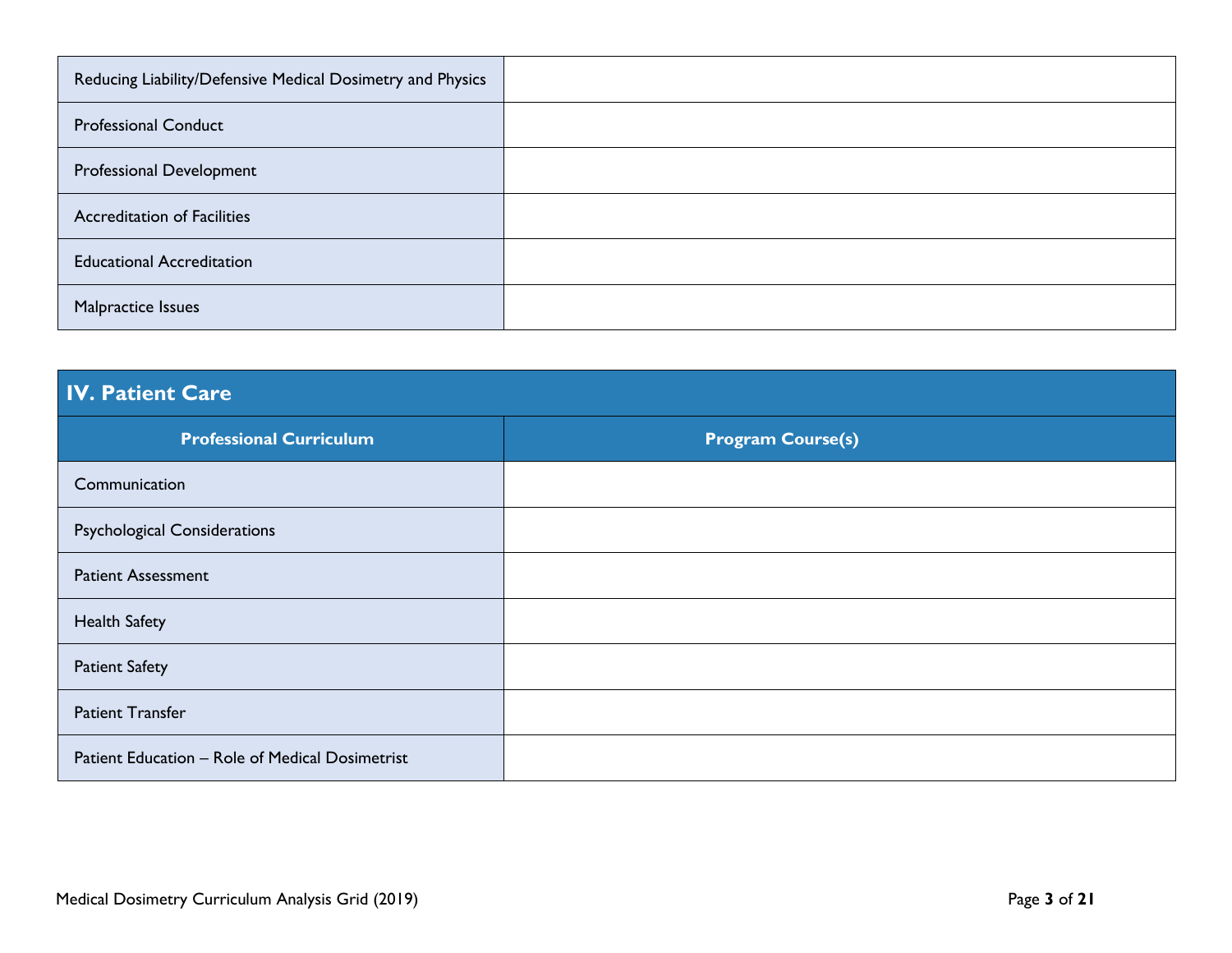| | |
|---|---|
| Reducing Liability/Defensive Medical Dosimetry and Physics | |
| Professional Conduct | |
| Professional Development | |
| Accreditation of Facilities | |
| Educational Accreditation | |
| Malpractice Issues | |

## IV. Patient Care

| Professional Curriculum | Program Course(s) |
|---|---|
| Communication | |
| Psychological Considerations | |
| Patient Assessment | |
| Health Safety | |
| Patient Safety | |
| Patient Transfer | |
| Patient Education – Role of Medical Dosimetrist | |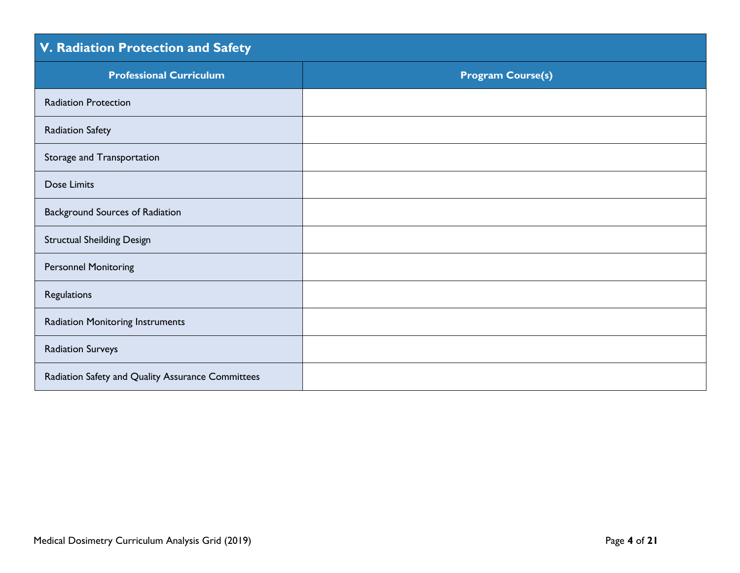| V. Radiation Protection and Safety | |
|---|---|
| **Professional Curriculum** | **Program Course(s)** |
| Radiation Protection | |
| Radiation Safety | |
| Storage and Transportation | |
| Dose Limits | |
| Background Sources of Radiation | |
| Structual Sheilding Design | |
| Personnel Monitoring | |
| Regulations | |
| Radiation Monitoring Instruments | |
| Radiation Surveys | |
| Radiation Safety and Quality Assurance Committees | |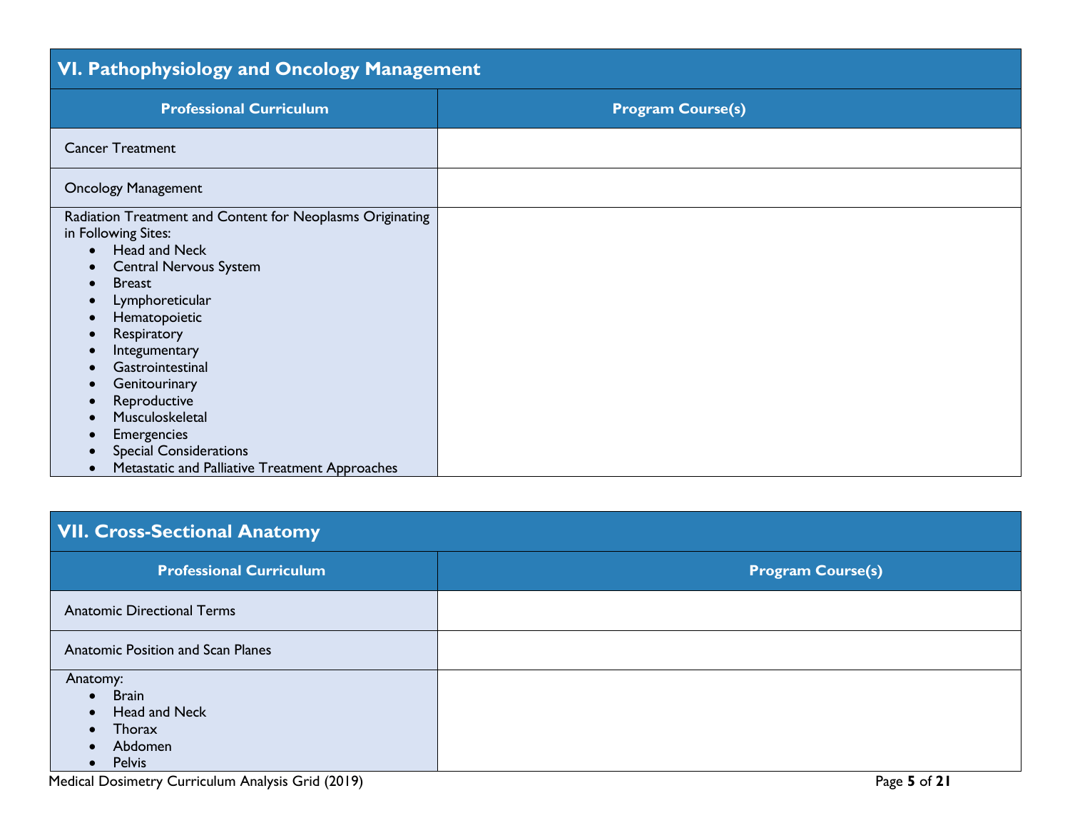## VI. Pathophysiology and Oncology Management

| Professional Curriculum | Program Course(s) |
| --- | --- |
| Cancer Treatment | |
| Oncology Management | |
| Radiation Treatment and Content for Neoplasms Originating in Following Sites:<br>• Head and Neck<br>• Central Nervous System<br>• Breast<br>• Lymphoreticular<br>• Hematopoietic<br>• Respiratory<br>• Integumentary<br>• Gastrointestinal<br>• Genitourinary<br>• Reproductive<br>• Musculoskeletal<br>• Emergencies<br>• Special Considerations<br>• Metastatic and Palliative Treatment Approaches | |

## VII. Cross-Sectional Anatomy

| Professional Curriculum | Program Course(s) |
| --- | --- |
| Anatomic Directional Terms | |
| Anatomic Position and Scan Planes | |
| Anatomy:<br>• Brain<br>• Head and Neck<br>• Thorax<br>• Abdomen<br>• Pelvis | |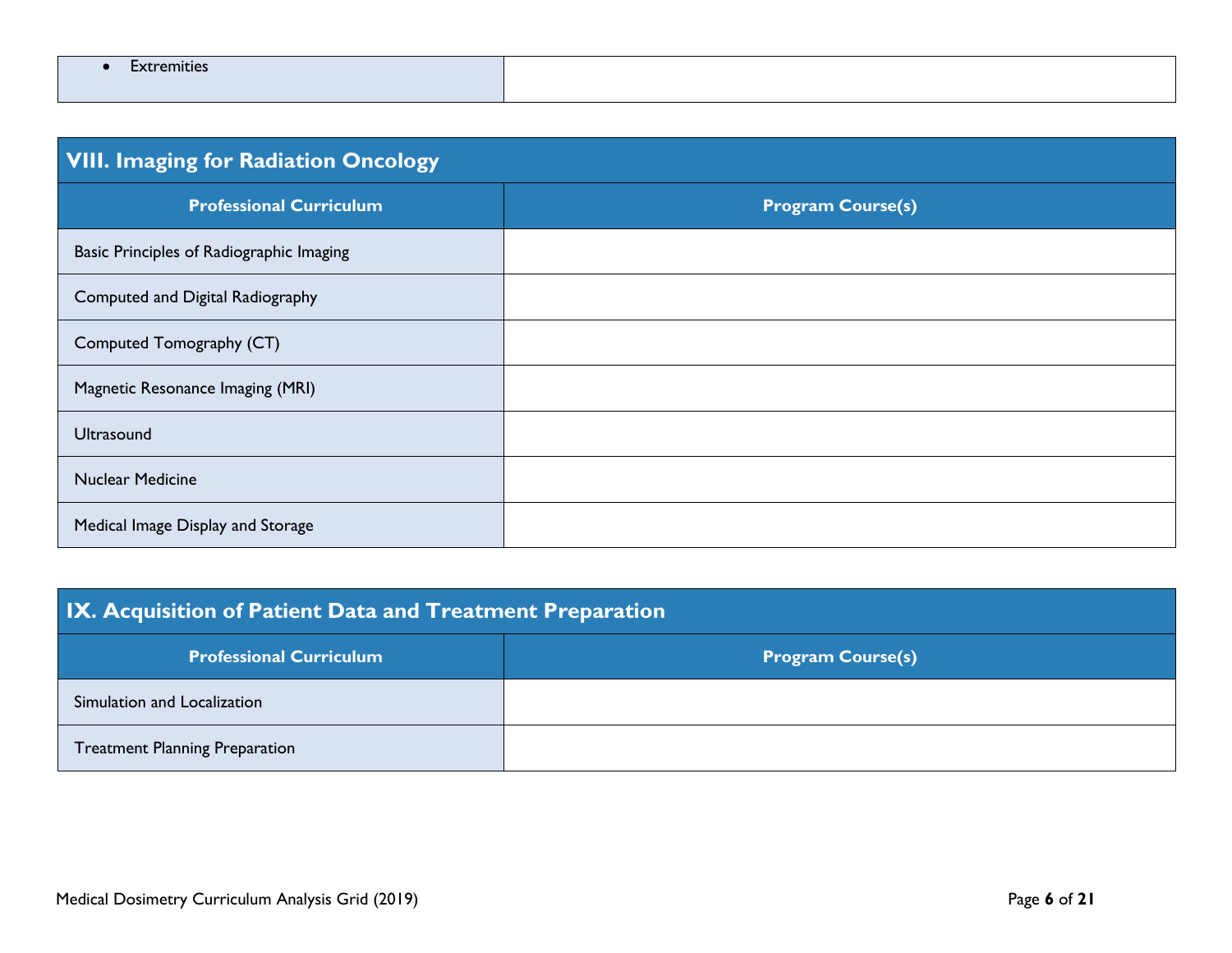| | |
|---|---|
| • Extremities | |

## VIII. Imaging for Radiation Oncology

| Professional Curriculum | Program Course(s) |
|---|---|
| Basic Principles of Radiographic Imaging | |
| Computed and Digital Radiography | |
| Computed Tomography (CT) | |
| Magnetic Resonance Imaging (MRI) | |
| Ultrasound | |
| Nuclear Medicine | |
| Medical Image Display and Storage | |

## IX. Acquisition of Patient Data and Treatment Preparation

| Professional Curriculum | Program Course(s) |
|---|---|
| Simulation and Localization | |
| Treatment Planning Preparation | |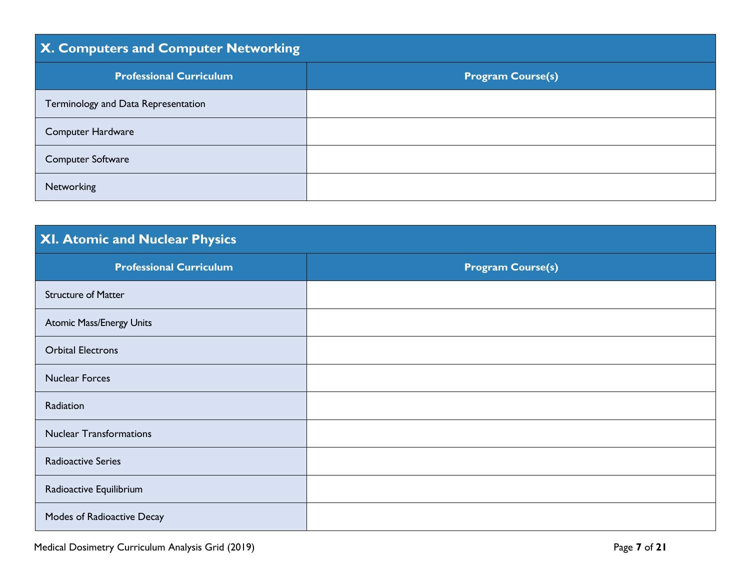## X. Computers and Computer Networking

| Professional Curriculum | Program Course(s) |
| --- | --- |
| Terminology and Data Representation | |
| Computer Hardware | |
| Computer Software | |
| Networking | |

## XI. Atomic and Nuclear Physics

| Professional Curriculum | Program Course(s) |
| --- | --- |
| Structure of Matter | |
| Atomic Mass/Energy Units | |
| Orbital Electrons | |
| Nuclear Forces | |
| Radiation | |
| Nuclear Transformations | |
| Radioactive Series | |
| Radioactive Equilibrium | |
| Modes of Radioactive Decay | |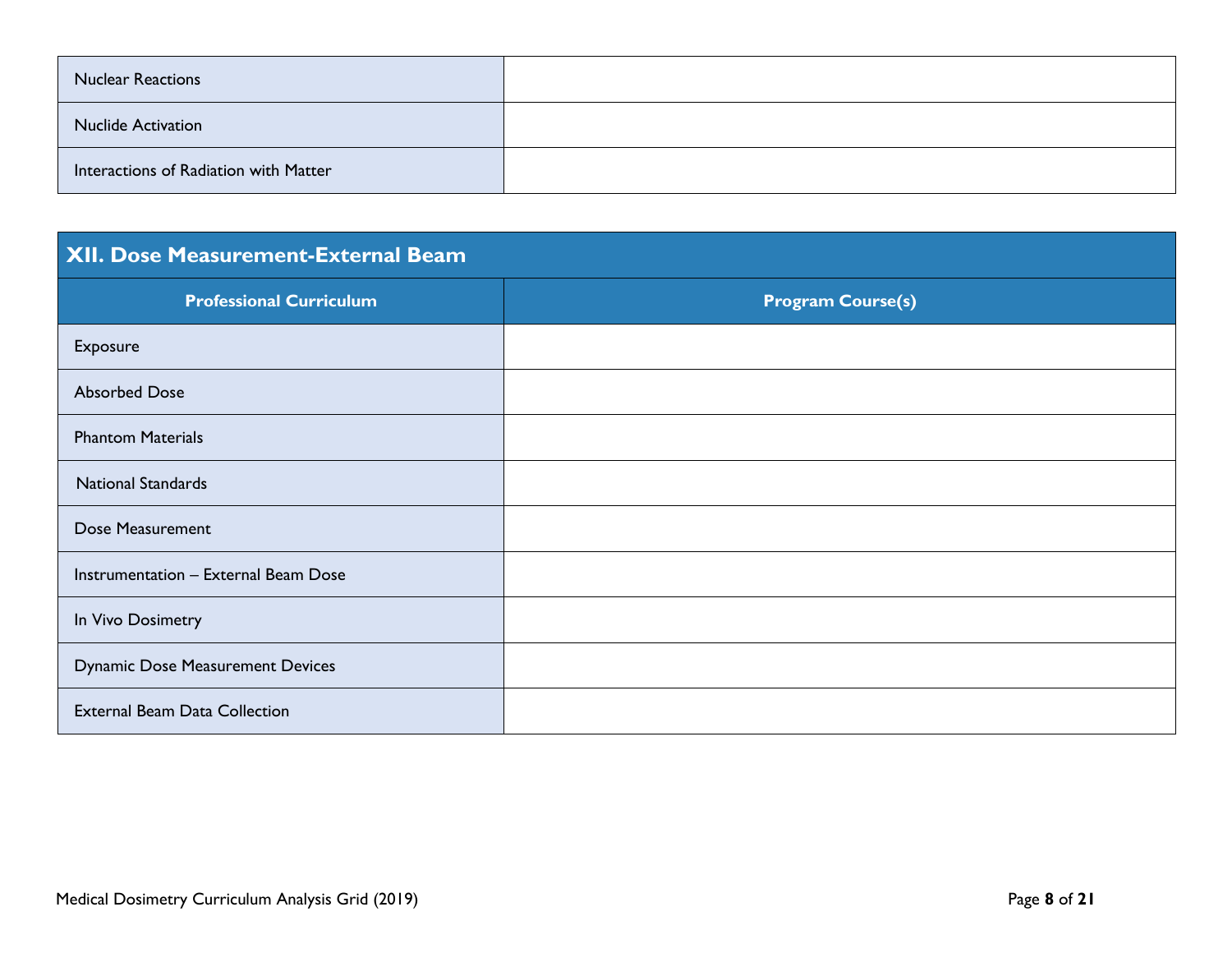| | |
|---|---|
| Nuclear Reactions | |
| Nuclide Activation | |
| Interactions of Radiation with Matter | |

## XII. Dose Measurement-External Beam

| Professional Curriculum | Program Course(s) |
|---|---|
| Exposure | |
| Absorbed Dose | |
| Phantom Materials | |
| National Standards | |
| Dose Measurement | |
| Instrumentation – External Beam Dose | |
| In Vivo Dosimetry | |
| Dynamic Dose Measurement Devices | |
| External Beam Data Collection | |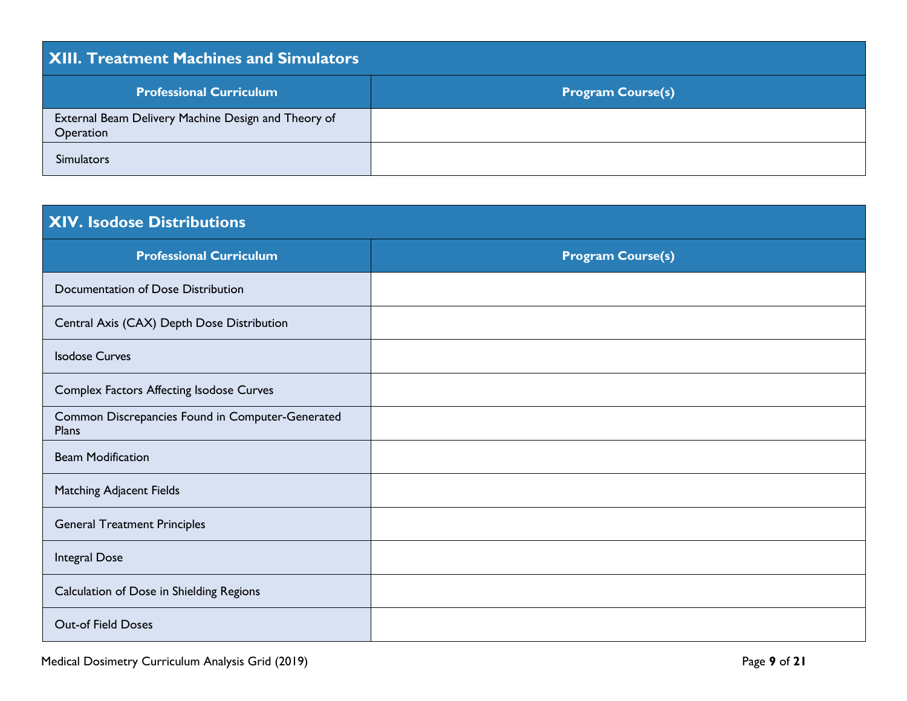## XIII. Treatment Machines and Simulators

| Professional Curriculum | Program Course(s) |
| --- | --- |
| External Beam Delivery Machine Design and Theory of Operation | |
| Simulators | |

## XIV. Isodose Distributions

| Professional Curriculum | Program Course(s) |
| --- | --- |
| Documentation of Dose Distribution | |
| Central Axis (CAX) Depth Dose Distribution | |
| Isodose Curves | |
| Complex Factors Affecting Isodose Curves | |
| Common Discrepancies Found in Computer-Generated Plans | |
| Beam Modification | |
| Matching Adjacent Fields | |
| General Treatment Principles | |
| Integral Dose | |
| Calculation of Dose in Shielding Regions | |
| Out-of Field Doses | |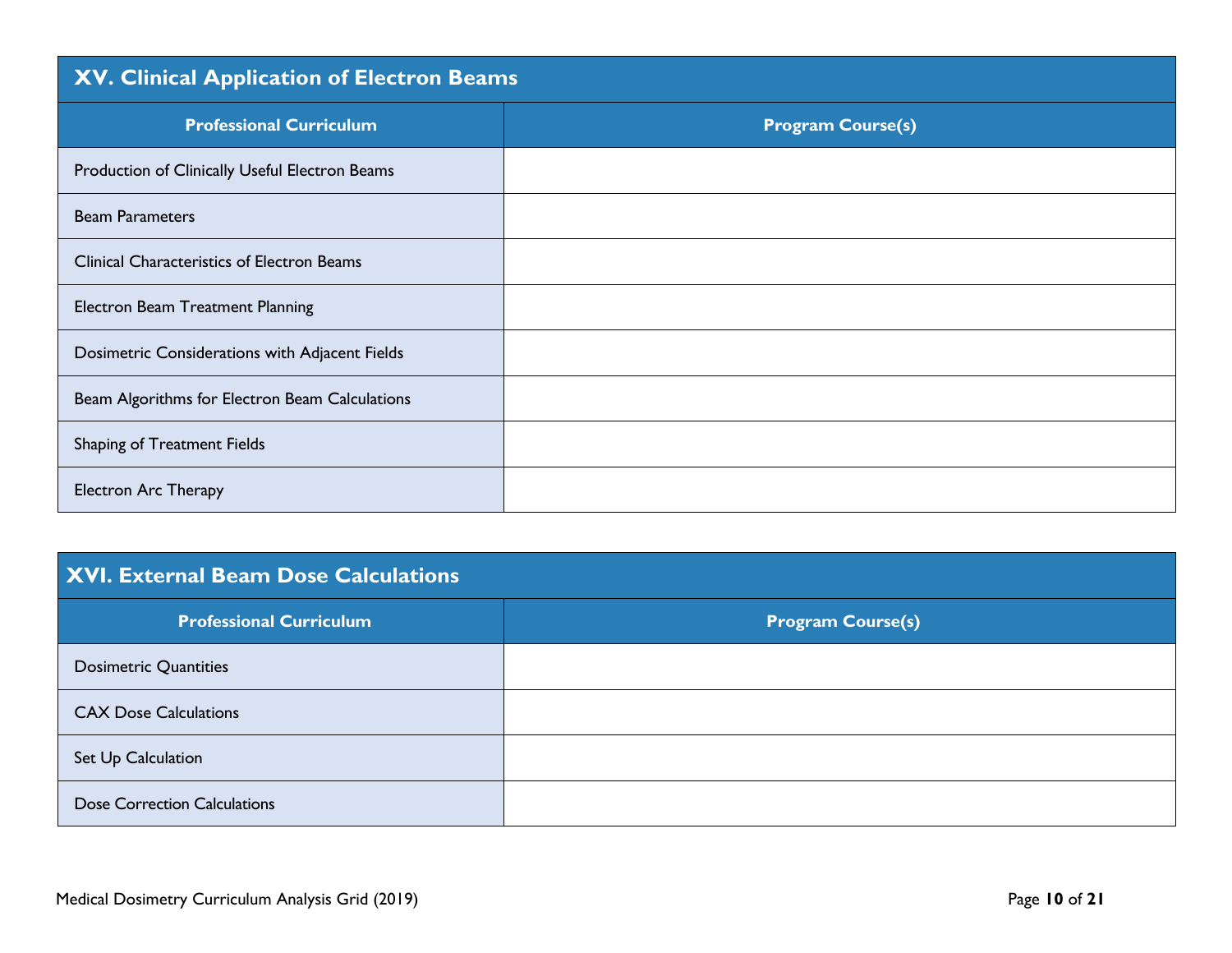## XV. Clinical Application of Electron Beams

| Professional Curriculum | Program Course(s) |
|---|---|
| Production of Clinically Useful Electron Beams | |
| Beam Parameters | |
| Clinical Characteristics of Electron Beams | |
| Electron Beam Treatment Planning | |
| Dosimetric Considerations with Adjacent Fields | |
| Beam Algorithms for Electron Beam Calculations | |
| Shaping of Treatment Fields | |
| Electron Arc Therapy | |

## XVI. External Beam Dose Calculations

| Professional Curriculum | Program Course(s) |
|---|---|
| Dosimetric Quantities | |
| CAX Dose Calculations | |
| Set Up Calculation | |
| Dose Correction Calculations | |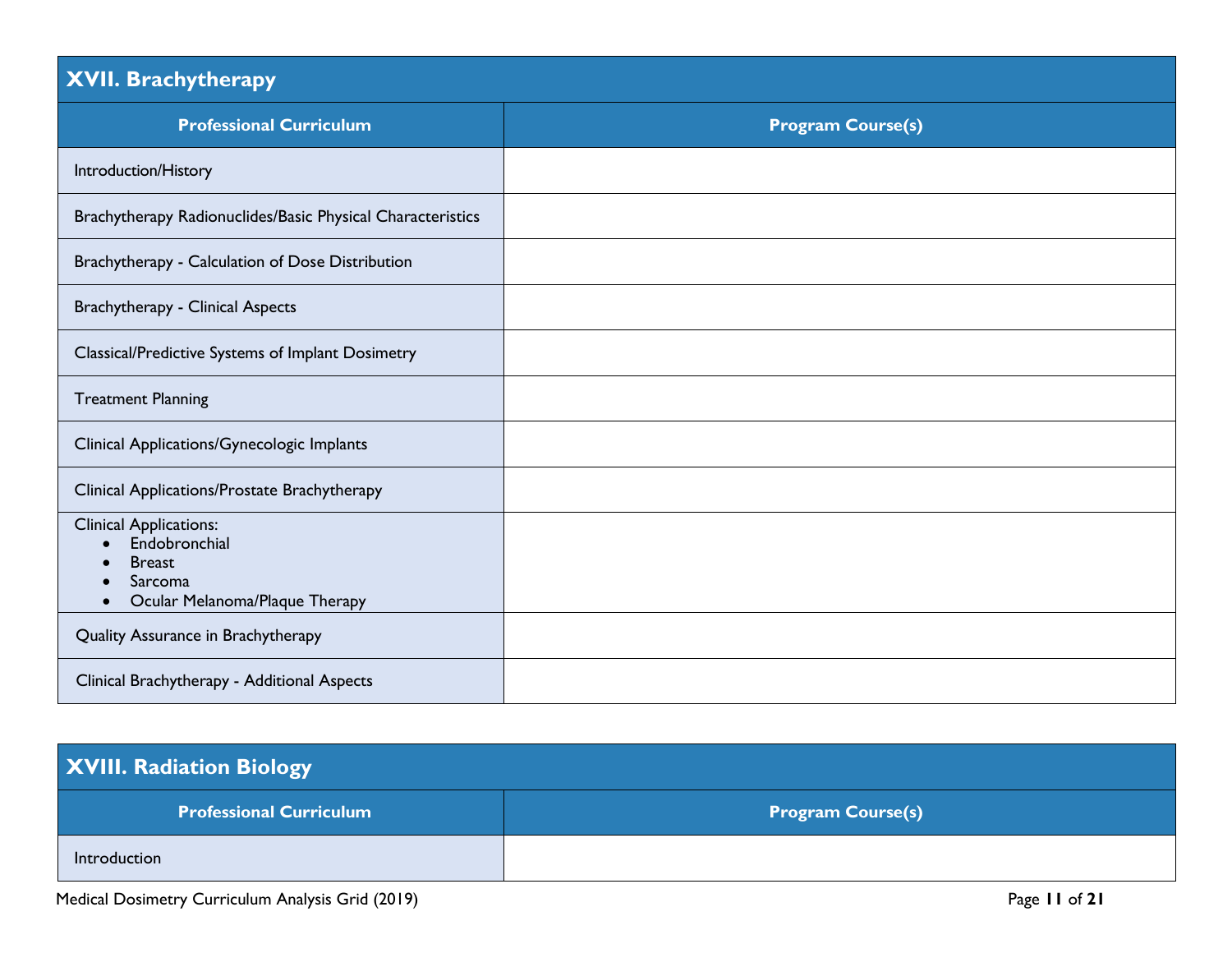## XVII. Brachytherapy

| Professional Curriculum | Program Course(s) |
|---|---|
| Introduction/History | |
| Brachytherapy Radionuclides/Basic Physical Characteristics | |
| Brachytherapy - Calculation of Dose Distribution | |
| Brachytherapy - Clinical Aspects | |
| Classical/Predictive Systems of Implant Dosimetry | |
| Treatment Planning | |
| Clinical Applications/Gynecologic Implants | |
| Clinical Applications/Prostate Brachytherapy | |
| Clinical Applications:<br>• Endobronchial<br>• Breast<br>• Sarcoma<br>• Ocular Melanoma/Plaque Therapy | |
| Quality Assurance in Brachytherapy | |
| Clinical Brachytherapy - Additional Aspects | |

## XVIII. Radiation Biology

| Professional Curriculum | Program Course(s) |
|---|---|
| Introduction | |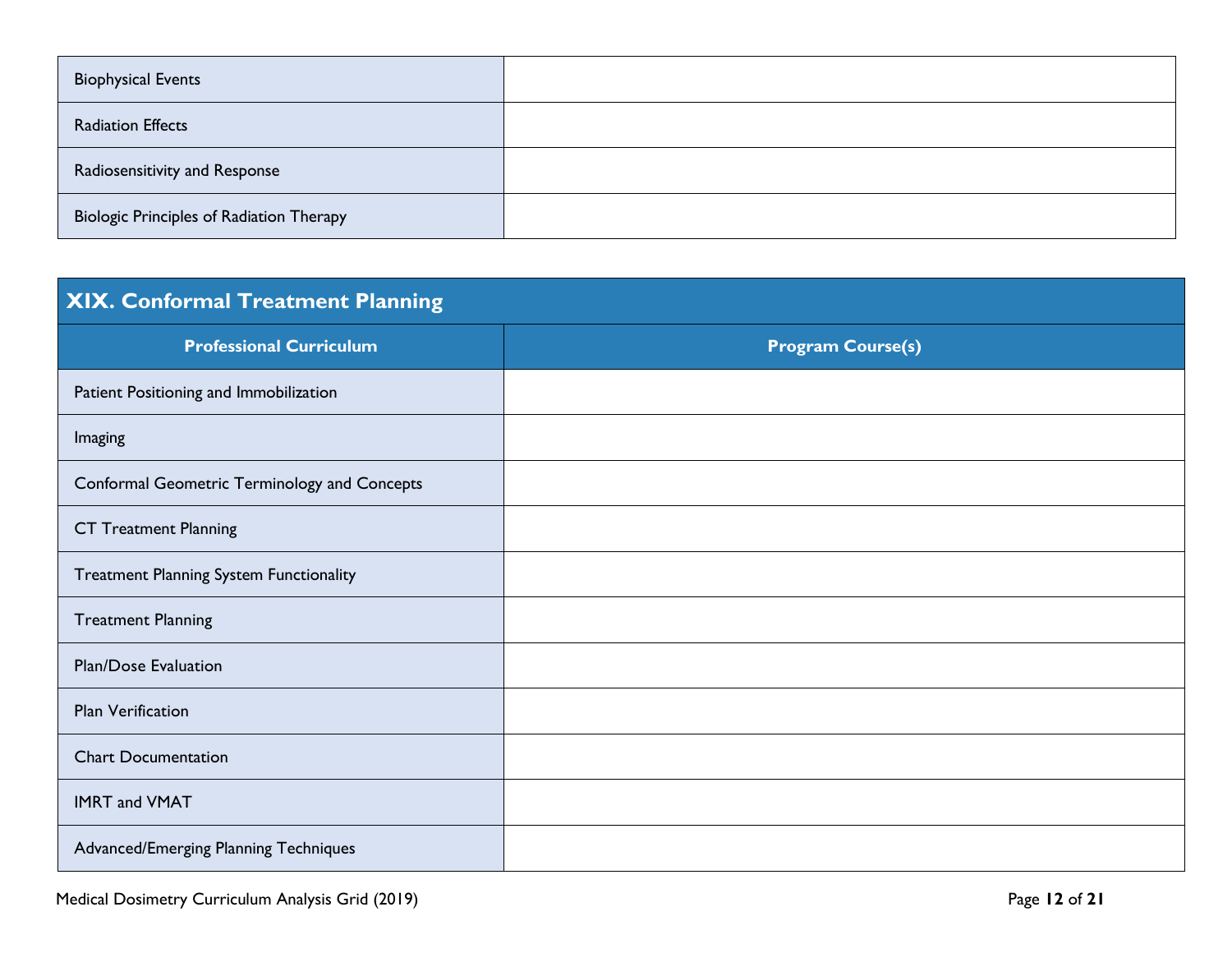| | |
|---|---|
| Biophysical Events | |
| Radiation Effects | |
| Radiosensitivity and Response | |
| Biologic Principles of Radiation Therapy | |

## XIX. Conformal Treatment Planning

| Professional Curriculum | Program Course(s) |
|---|---|
| Patient Positioning and Immobilization | |
| Imaging | |
| Conformal Geometric Terminology and Concepts | |
| CT Treatment Planning | |
| Treatment Planning System Functionality | |
| Treatment Planning | |
| Plan/Dose Evaluation | |
| Plan Verification | |
| Chart Documentation | |
| IMRT and VMAT | |
| Advanced/Emerging Planning Techniques | |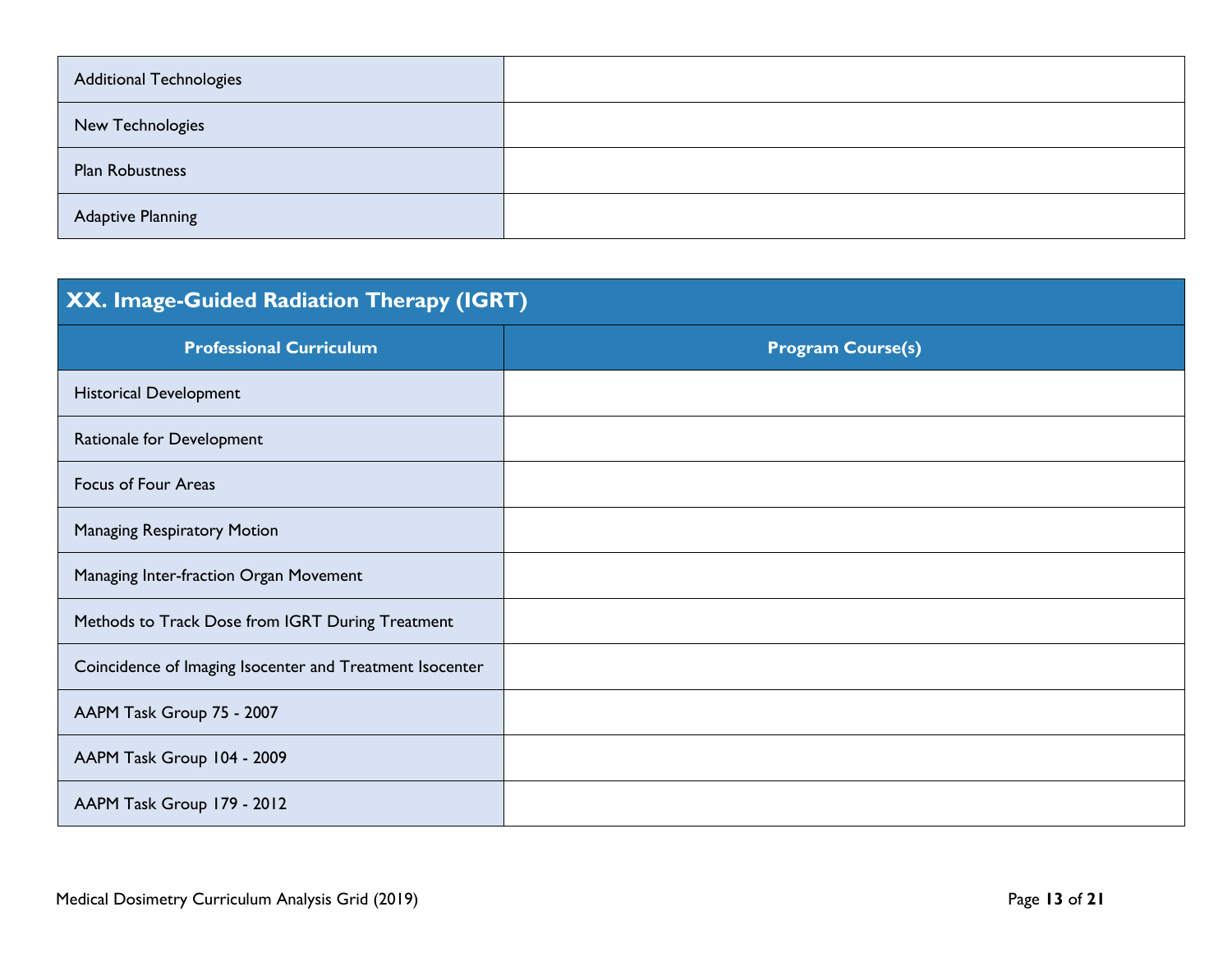| | |
|---|---|
| Additional Technologies | |
| New Technologies | |
| Plan Robustness | |
| Adaptive Planning | |

## XX. Image-Guided Radiation Therapy (IGRT)

| Professional Curriculum | Program Course(s) |
|---|---|
| Historical Development | |
| Rationale for Development | |
| Focus of Four Areas | |
| Managing Respiratory Motion | |
| Managing Inter-fraction Organ Movement | |
| Methods to Track Dose from IGRT During Treatment | |
| Coincidence of Imaging Isocenter and Treatment Isocenter | |
| AAPM Task Group 75 - 2007 | |
| AAPM Task Group 104 - 2009 | |
| AAPM Task Group 179 - 2012 | |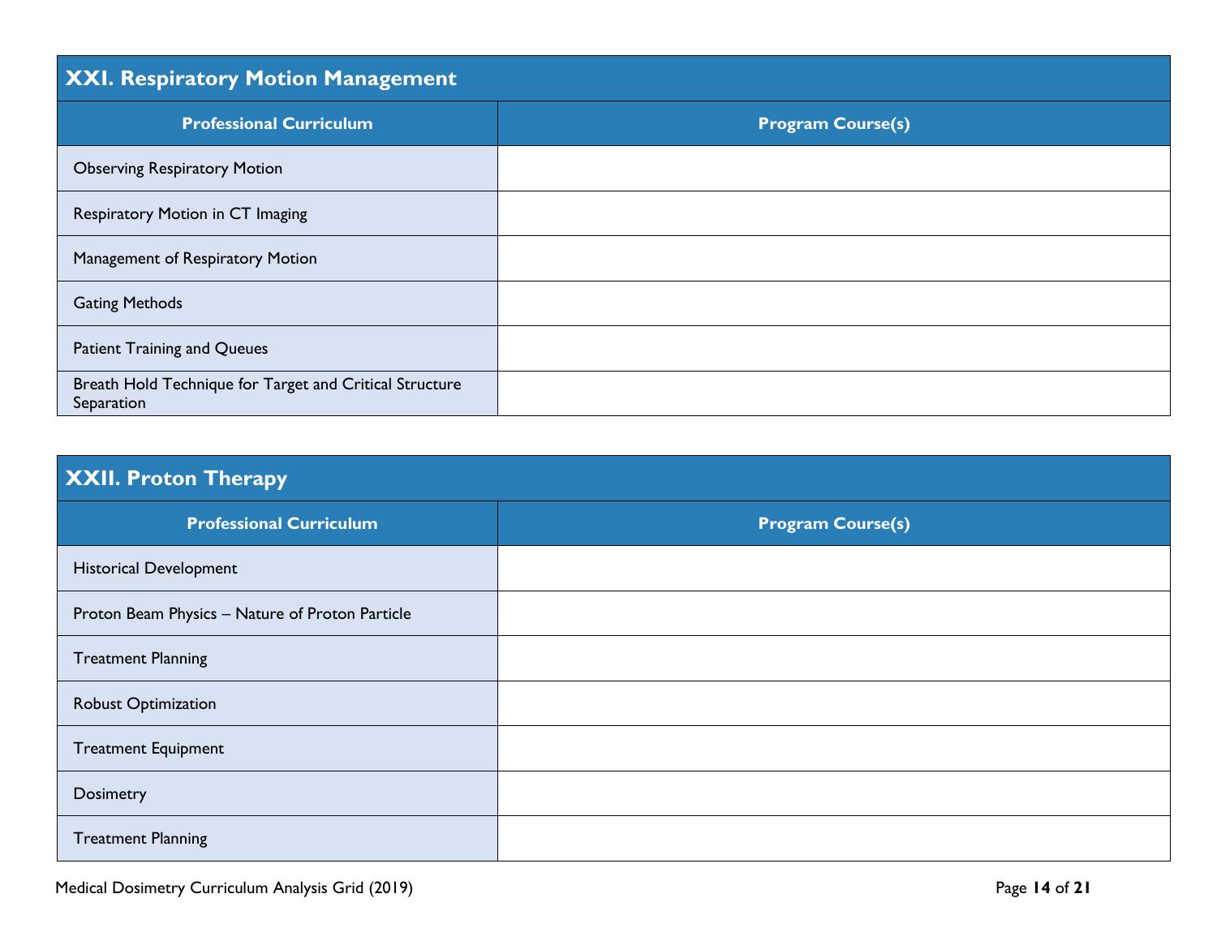| XXI. Respiratory Motion Management | |
|---|---|
| **Professional Curriculum** | **Program Course(s)** |
| Observing Respiratory Motion | |
| Respiratory Motion in CT Imaging | |
| Management of Respiratory Motion | |
| Gating Methods | |
| Patient Training and Queues | |
| Breath Hold Technique for Target and Critical Structure Separation | |

| XXII. Proton Therapy | |
|---|---|
| **Professional Curriculum** | **Program Course(s)** |
| Historical Development | |
| Proton Beam Physics – Nature of Proton Particle | |
| Treatment Planning | |
| Robust Optimization | |
| Treatment Equipment | |
| Dosimetry | |
| Treatment Planning | |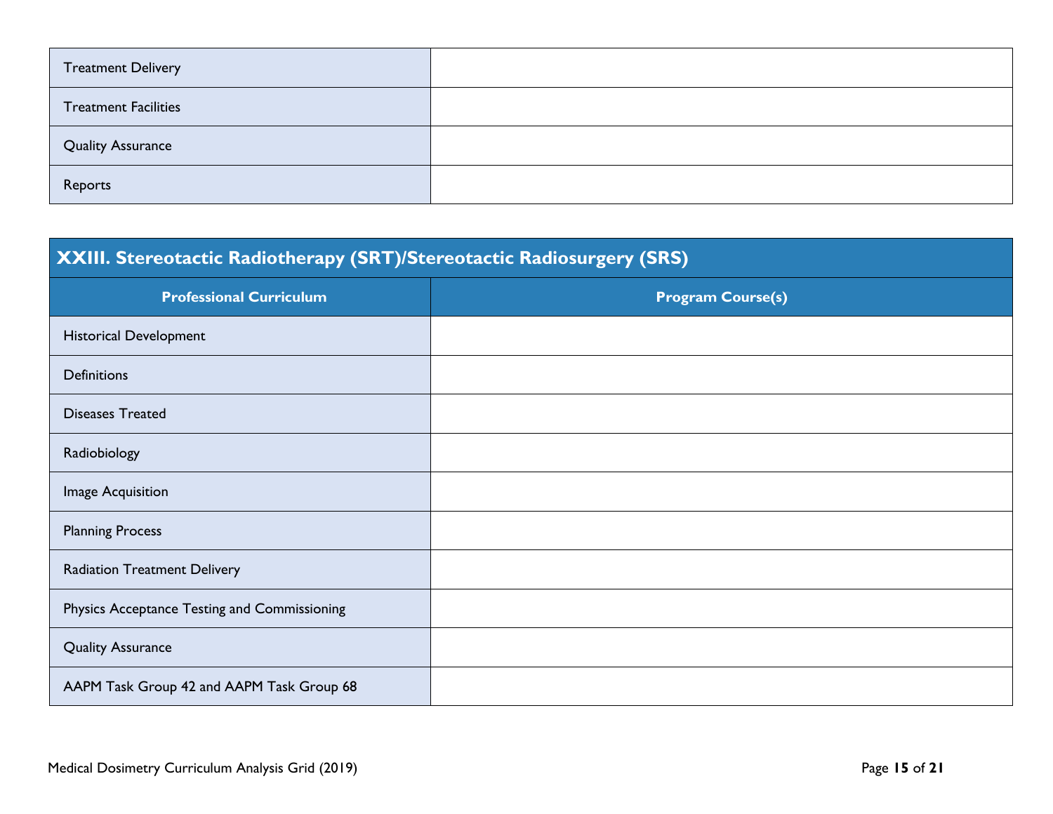| | |
|---|---|
| Treatment Delivery | |
| Treatment Facilities | |
| Quality Assurance | |
| Reports | |

## XXIII. Stereotactic Radiotherapy (SRT)/Stereotactic Radiosurgery (SRS)

| Professional Curriculum | Program Course(s) |
|---|---|
| Historical Development | |
| Definitions | |
| Diseases Treated | |
| Radiobiology | |
| Image Acquisition | |
| Planning Process | |
| Radiation Treatment Delivery | |
| Physics Acceptance Testing and Commissioning | |
| Quality Assurance | |
| AAPM Task Group 42 and AAPM Task Group 68 | |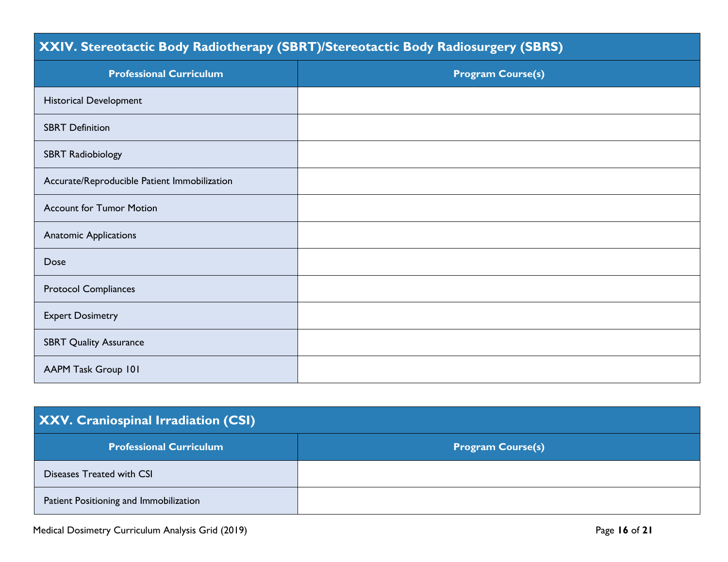## XXIV. Stereotactic Body Radiotherapy (SBRT)/Stereotactic Body Radiosurgery (SBRS)

| Professional Curriculum | Program Course(s) |
|---|---|
| Historical Development | |
| SBRT Definition | |
| SBRT Radiobiology | |
| Accurate/Reproducible Patient Immobilization | |
| Account for Tumor Motion | |
| Anatomic Applications | |
| Dose | |
| Protocol Compliances | |
| Expert Dosimetry | |
| SBRT Quality Assurance | |
| AAPM Task Group 101 | |

## XXV. Craniospinal Irradiation (CSI)

| Professional Curriculum | Program Course(s) |
|---|---|
| Diseases Treated with CSI | |
| Patient Positioning and Immobilization | |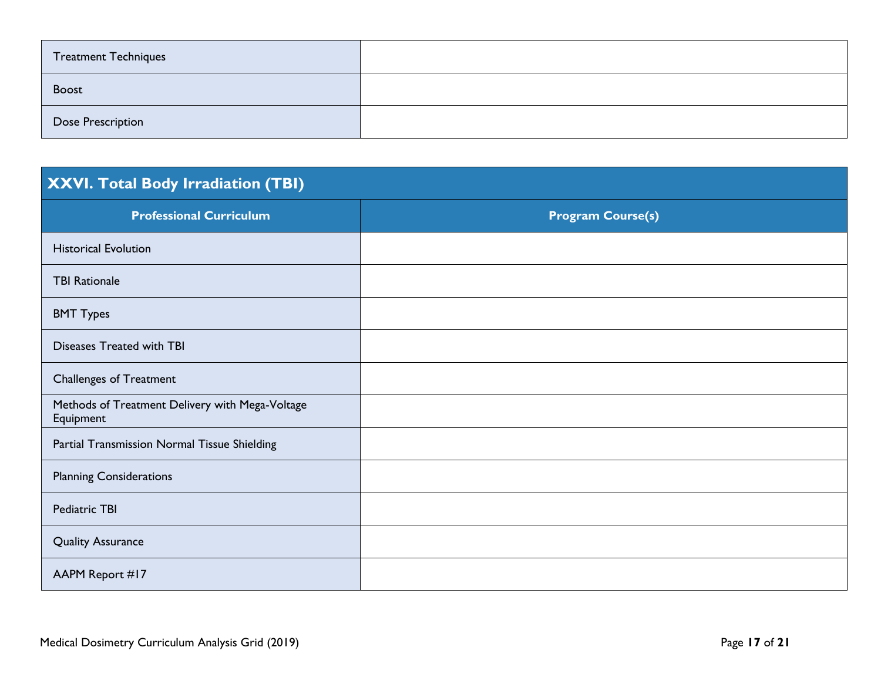| | |
|---|---|
| Treatment Techniques | |
| Boost | |
| Dose Prescription | |

## XXVI. Total Body Irradiation (TBI)

| Professional Curriculum | Program Course(s) |
|---|---|
| Historical Evolution | |
| TBI Rationale | |
| BMT Types | |
| Diseases Treated with TBI | |
| Challenges of Treatment | |
| Methods of Treatment Delivery with Mega-Voltage Equipment | |
| Partial Transmission Normal Tissue Shielding | |
| Planning Considerations | |
| Pediatric TBI | |
| Quality Assurance | |
| AAPM Report #17 | |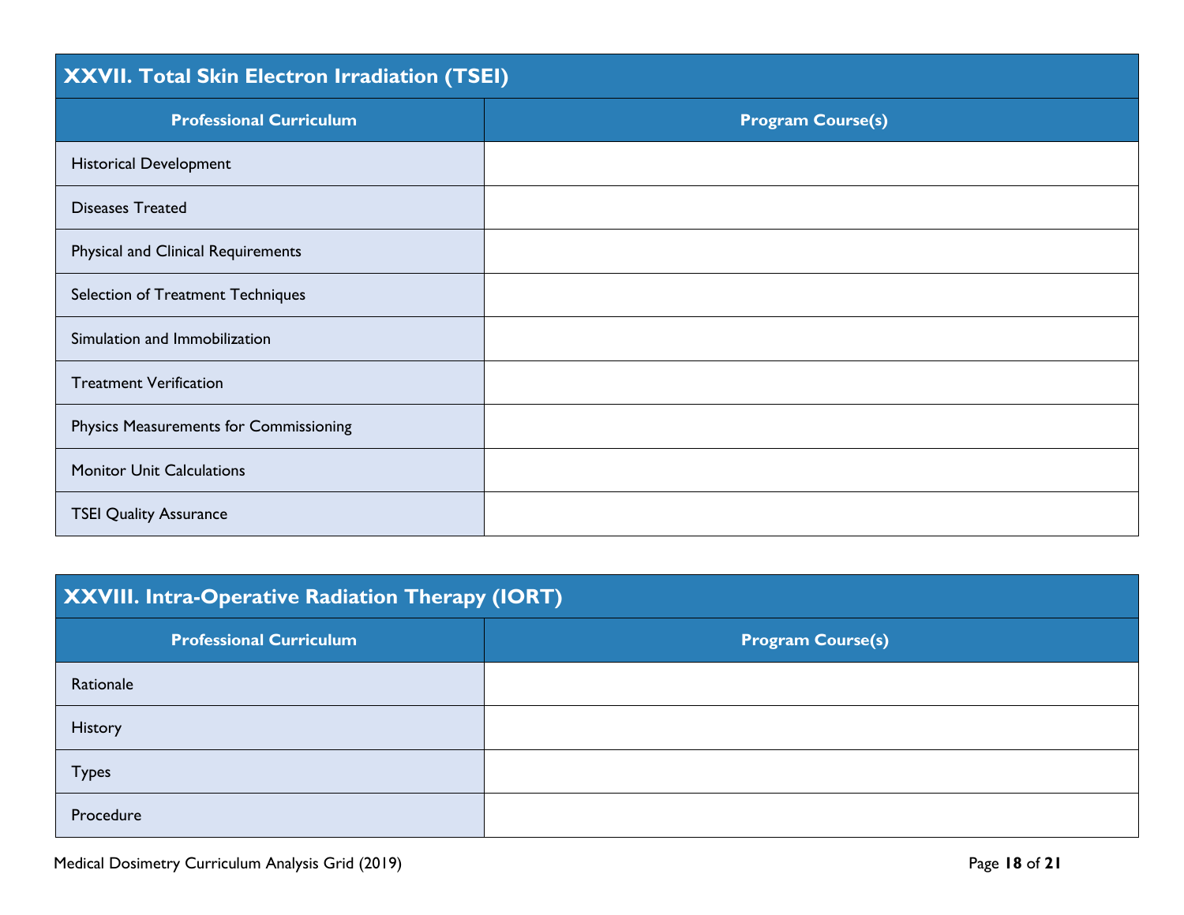## XXVII. Total Skin Electron Irradiation (TSEI)

| Professional Curriculum | Program Course(s) |
| --- | --- |
| Historical Development | |
| Diseases Treated | |
| Physical and Clinical Requirements | |
| Selection of Treatment Techniques | |
| Simulation and Immobilization | |
| Treatment Verification | |
| Physics Measurements for Commissioning | |
| Monitor Unit Calculations | |
| TSEI Quality Assurance | |

## XXVIII. Intra-Operative Radiation Therapy (IORT)

| Professional Curriculum | Program Course(s) |
| --- | --- |
| Rationale | |
| History | |
| Types | |
| Procedure | |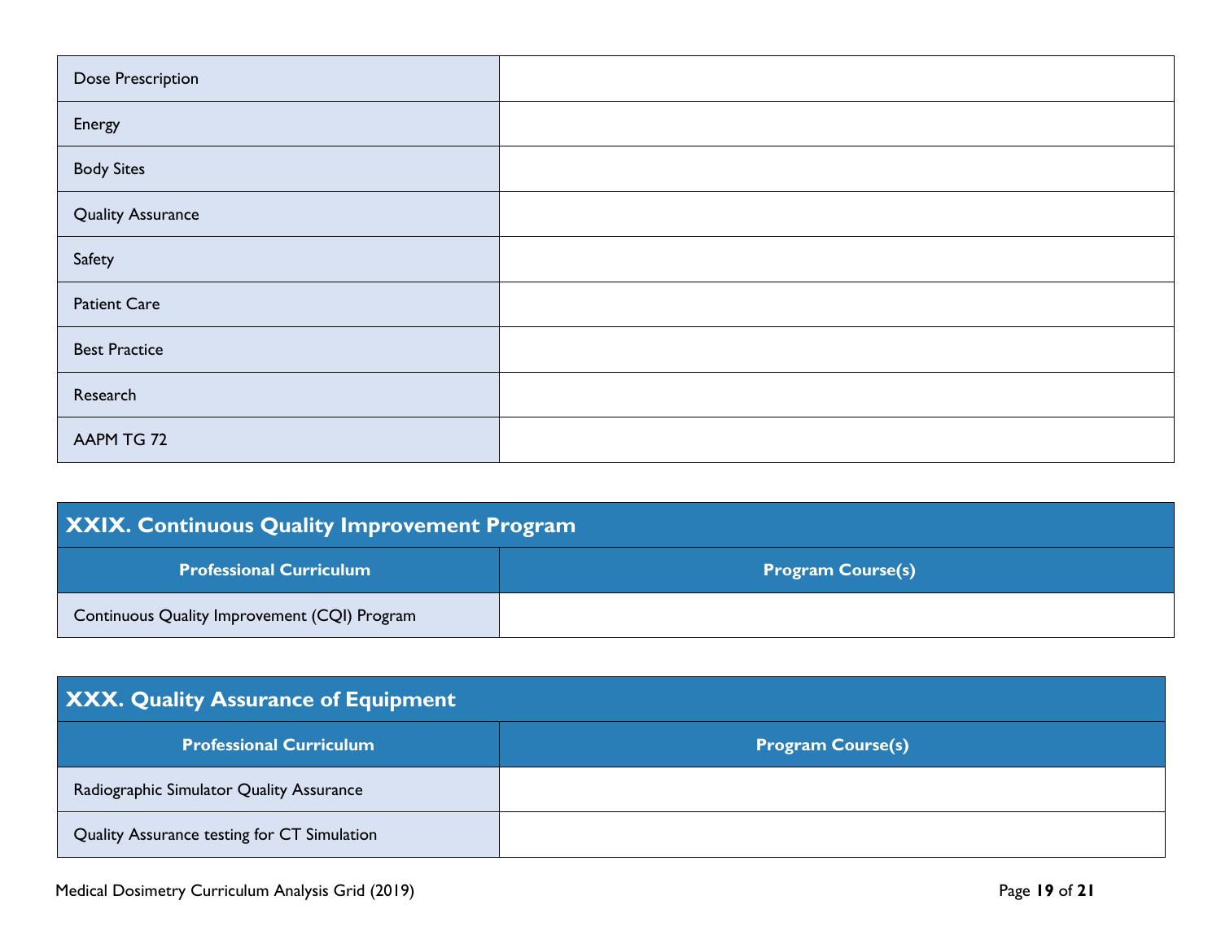| | |
|---|---|
| Dose Prescription | |
| Energy | |
| Body Sites | |
| Quality Assurance | |
| Safety | |
| Patient Care | |
| Best Practice | |
| Research | |
| AAPM TG 72 | |

## XXIX. Continuous Quality Improvement Program

| Professional Curriculum | Program Course(s) |
|---|---|
| Continuous Quality Improvement (CQI) Program | |

## XXX. Quality Assurance of Equipment

| Professional Curriculum | Program Course(s) |
|---|---|
| Radiographic Simulator Quality Assurance | |
| Quality Assurance testing for CT Simulation | |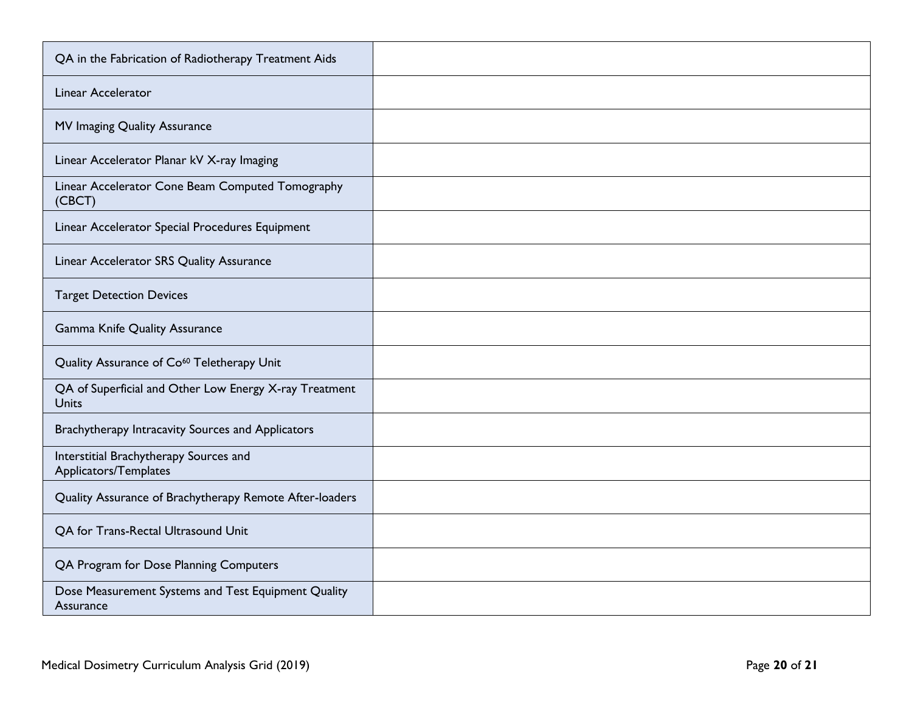| | |
|---|---|
| QA in the Fabrication of Radiotherapy Treatment Aids | |
| Linear Accelerator | |
| MV Imaging Quality Assurance | |
| Linear Accelerator Planar kV X-ray Imaging | |
| Linear Accelerator Cone Beam Computed Tomography (CBCT) | |
| Linear Accelerator Special Procedures Equipment | |
| Linear Accelerator SRS Quality Assurance | |
| Target Detection Devices | |
| Gamma Knife Quality Assurance | |
| Quality Assurance of $Co^{60}$ Teletherapy Unit | |
| QA of Superficial and Other Low Energy X-ray Treatment Units | |
| Brachytherapy Intracavity Sources and Applicators | |
| Interstitial Brachytherapy Sources and Applicators/Templates | |
| Quality Assurance of Brachytherapy Remote After-loaders | |
| QA for Trans-Rectal Ultrasound Unit | |
| QA Program for Dose Planning Computers | |
| Dose Measurement Systems and Test Equipment Quality Assurance | |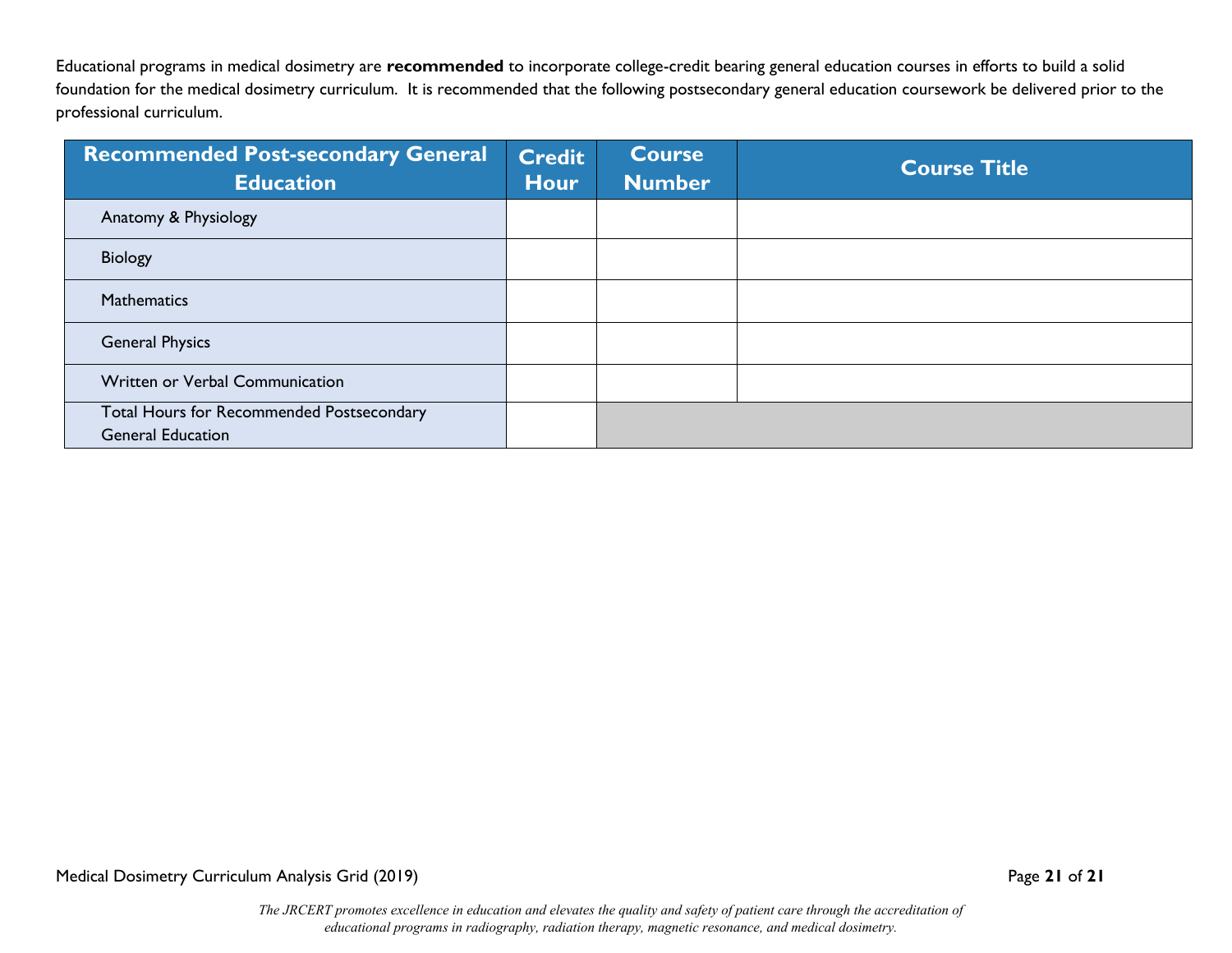Educational programs in medical dosimetry are **recommended** to incorporate college-credit bearing general education courses in efforts to build a solid foundation for the medical dosimetry curriculum. It is recommended that the following postsecondary general education coursework be delivered prior to the professional curriculum.

| Recommended Post-secondary General Education | Credit Hour | Course Number | Course Title |
|---|---|---|---|
| Anatomy & Physiology | | | |
| Biology | | | |
| Mathematics | | | |
| General Physics | | | |
| Written or Verbal Communication | | | |
| Total Hours for Recommended Postsecondary General Education | | | |

*The JRCERT promotes excellence in education and elevates the quality and safety of patient care through the accreditation of educational programs in radiography, radiation therapy, magnetic resonance, and medical dosimetry.*